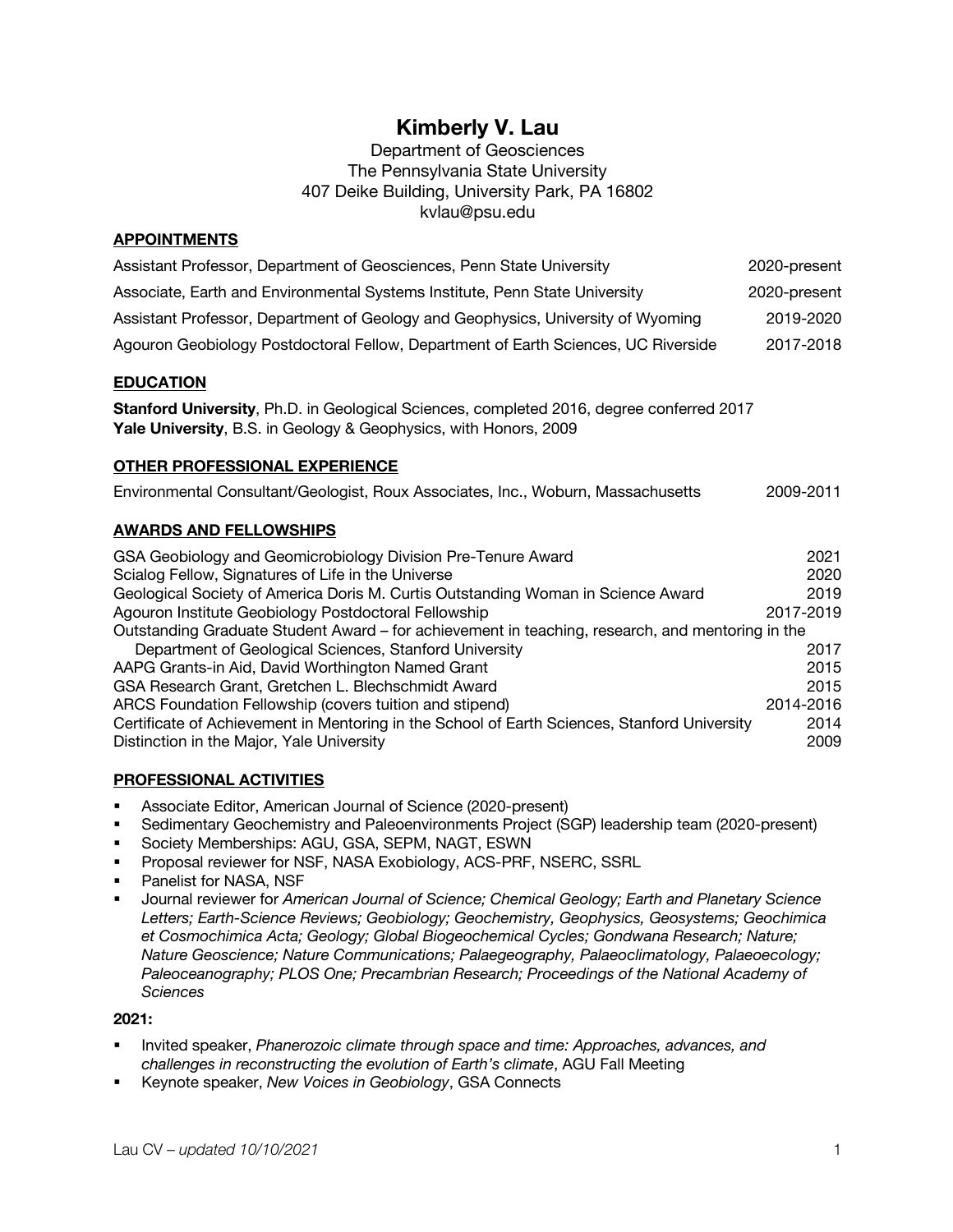# Kimberly V. Lau

Department of Geosciences
The Pennsylvania State University
407 Deike Building, University Park, PA 16802
kvlau@psu.edu

## APPOINTMENTS

| | |
|---|---|
| Assistant Professor, Department of Geosciences, Penn State University | 2020-present |
| Associate, Earth and Environmental Systems Institute, Penn State University | 2020-present |
| Assistant Professor, Department of Geology and Geophysics, University of Wyoming | 2019-2020 |
| Agouron Geobiology Postdoctoral Fellow, Department of Earth Sciences, UC Riverside | 2017-2018 |

## EDUCATION

**Stanford University**, Ph.D. in Geological Sciences, completed 2016, degree conferred 2017
**Yale University**, B.S. in Geology & Geophysics, with Honors, 2009

## OTHER PROFESSIONAL EXPERIENCE

| | |
|---|---|
| Environmental Consultant/Geologist, Roux Associates, Inc., Woburn, Massachusetts | 2009-2011 |

## AWARDS AND FELLOWSHIPS

| | |
|---|---|
| GSA Geobiology and Geomicrobiology Division Pre-Tenure Award | 2021 |
| Scialog Fellow, Signatures of Life in the Universe | 2020 |
| Geological Society of America Doris M. Curtis Outstanding Woman in Science Award | 2019 |
| Agouron Institute Geobiology Postdoctoral Fellowship | 2017-2019 |
| Outstanding Graduate Student Award – for achievement in teaching, research, and mentoring in the Department of Geological Sciences, Stanford University | 2017 |
| AAPG Grants-in Aid, David Worthington Named Grant | 2015 |
| GSA Research Grant, Gretchen L. Blechschmidt Award | 2015 |
| ARCS Foundation Fellowship (covers tuition and stipend) | 2014-2016 |
| Certificate of Achievement in Mentoring in the School of Earth Sciences, Stanford University | 2014 |
| Distinction in the Major, Yale University | 2009 |

## PROFESSIONAL ACTIVITIES

- Associate Editor, American Journal of Science (2020-present)
- Sedimentary Geochemistry and Paleoenvironments Project (SGP) leadership team (2020-present)
- Society Memberships: AGU, GSA, SEPM, NAGT, ESWN
- Proposal reviewer for NSF, NASA Exobiology, ACS-PRF, NSERC, SSRL
- Panelist for NASA, NSF
- Journal reviewer for *American Journal of Science; Chemical Geology; Earth and Planetary Science Letters; Earth-Science Reviews; Geobiology; Geochemistry, Geophysics, Geosystems; Geochimica et Cosmochimica Acta; Geology; Global Biogeochemical Cycles; Gondwana Research; Nature; Nature Geoscience; Nature Communications; Palaegeography, Palaeoclimatology, Palaeoecology; Paleoceanography; PLOS One; Precambrian Research; Proceedings of the National Academy of Sciences*

**2021:**

- Invited speaker, *Phanerozoic climate through space and time: Approaches, advances, and challenges in reconstructing the evolution of Earth's climate*, AGU Fall Meeting
- Keynote speaker, *New Voices in Geobiology*, GSA Connects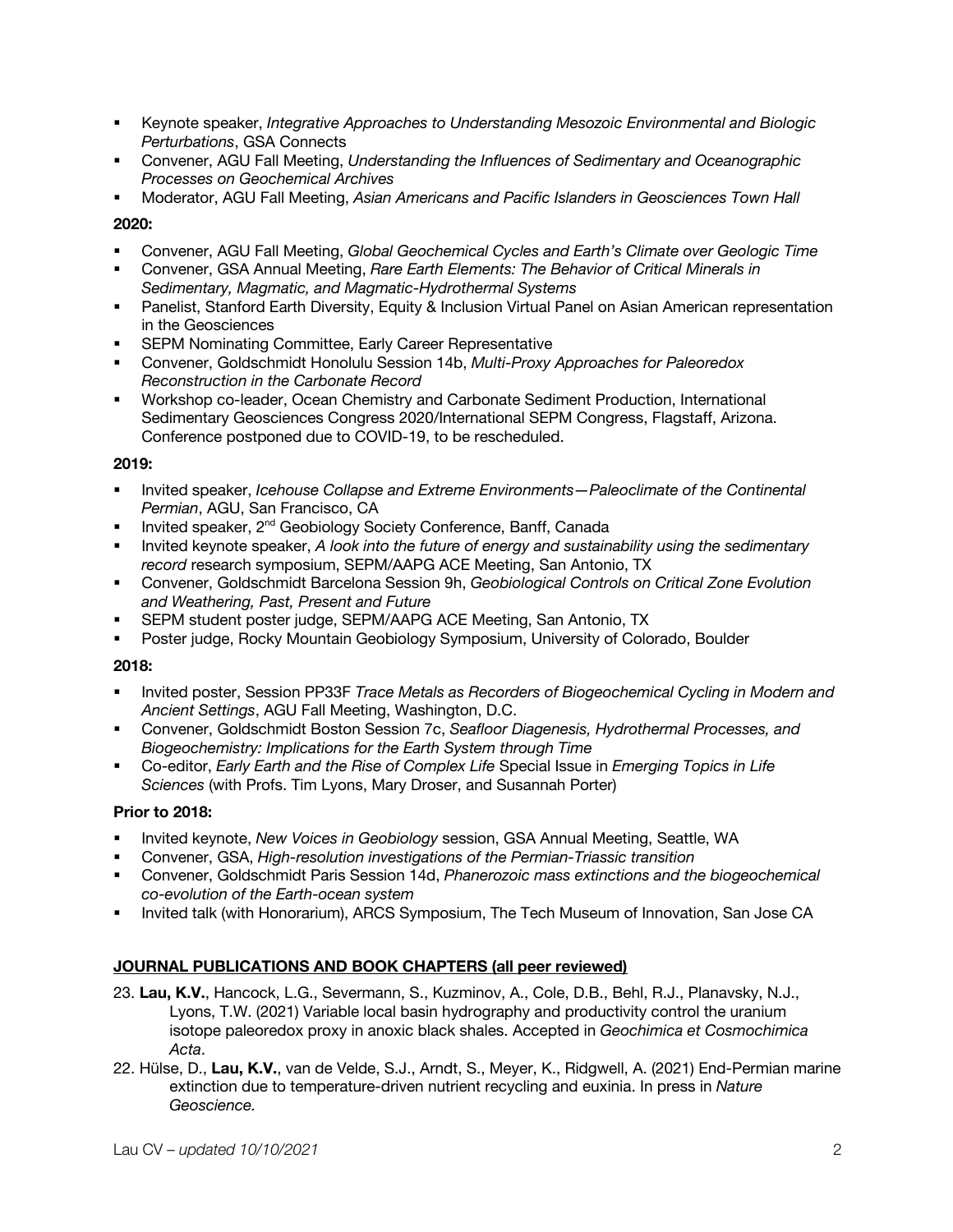- Keynote speaker, *Integrative Approaches to Understanding Mesozoic Environmental and Biologic Perturbations*, GSA Connects
- Convener, AGU Fall Meeting, *Understanding the Influences of Sedimentary and Oceanographic Processes on Geochemical Archives*
- Moderator, AGU Fall Meeting, *Asian Americans and Pacific Islanders in Geosciences Town Hall*

**2020:**

- Convener, AGU Fall Meeting, *Global Geochemical Cycles and Earth's Climate over Geologic Time*
- Convener, GSA Annual Meeting, *Rare Earth Elements: The Behavior of Critical Minerals in Sedimentary, Magmatic, and Magmatic-Hydrothermal Systems*
- Panelist, Stanford Earth Diversity, Equity & Inclusion Virtual Panel on Asian American representation in the Geosciences
- SEPM Nominating Committee, Early Career Representative
- Convener, Goldschmidt Honolulu Session 14b, *Multi-Proxy Approaches for Paleoredox Reconstruction in the Carbonate Record*
- Workshop co-leader, Ocean Chemistry and Carbonate Sediment Production, International Sedimentary Geosciences Congress 2020/International SEPM Congress, Flagstaff, Arizona. Conference postponed due to COVID-19, to be rescheduled.

**2019:**

- Invited speaker, *Icehouse Collapse and Extreme Environments—Paleoclimate of the Continental Permian*, AGU, San Francisco, CA
- Invited speaker, 2nd Geobiology Society Conference, Banff, Canada
- Invited keynote speaker, *A look into the future of energy and sustainability using the sedimentary record* research symposium, SEPM/AAPG ACE Meeting, San Antonio, TX
- Convener, Goldschmidt Barcelona Session 9h, *Geobiological Controls on Critical Zone Evolution and Weathering, Past, Present and Future*
- SEPM student poster judge, SEPM/AAPG ACE Meeting, San Antonio, TX
- Poster judge, Rocky Mountain Geobiology Symposium, University of Colorado, Boulder

**2018:**

- Invited poster, Session PP33F *Trace Metals as Recorders of Biogeochemical Cycling in Modern and Ancient Settings*, AGU Fall Meeting, Washington, D.C.
- Convener, Goldschmidt Boston Session 7c, *Seafloor Diagenesis, Hydrothermal Processes, and Biogeochemistry: Implications for the Earth System through Time*
- Co-editor, *Early Earth and the Rise of Complex Life* Special Issue in *Emerging Topics in Life Sciences* (with Profs. Tim Lyons, Mary Droser, and Susannah Porter)

**Prior to 2018:**

- Invited keynote, *New Voices in Geobiology* session, GSA Annual Meeting, Seattle, WA
- Convener, GSA, *High-resolution investigations of the Permian-Triassic transition*
- Convener, Goldschmidt Paris Session 14d, *Phanerozoic mass extinctions and the biogeochemical co-evolution of the Earth-ocean system*
- Invited talk (with Honorarium), ARCS Symposium, The Tech Museum of Innovation, San Jose CA

## JOURNAL PUBLICATIONS AND BOOK CHAPTERS (all peer reviewed)

23. **Lau, K.V.**, Hancock, L.G., Severmann, S., Kuzminov, A., Cole, D.B., Behl, R.J., Planavsky, N.J., Lyons, T.W. (2021) Variable local basin hydrography and productivity control the uranium isotope paleoredox proxy in anoxic black shales. Accepted in *Geochimica et Cosmochimica Acta*.
22. Hülse, D., **Lau, K.V.**, van de Velde, S.J., Arndt, S., Meyer, K., Ridgwell, A. (2021) End-Permian marine extinction due to temperature-driven nutrient recycling and euxinia. In press in *Nature Geoscience.*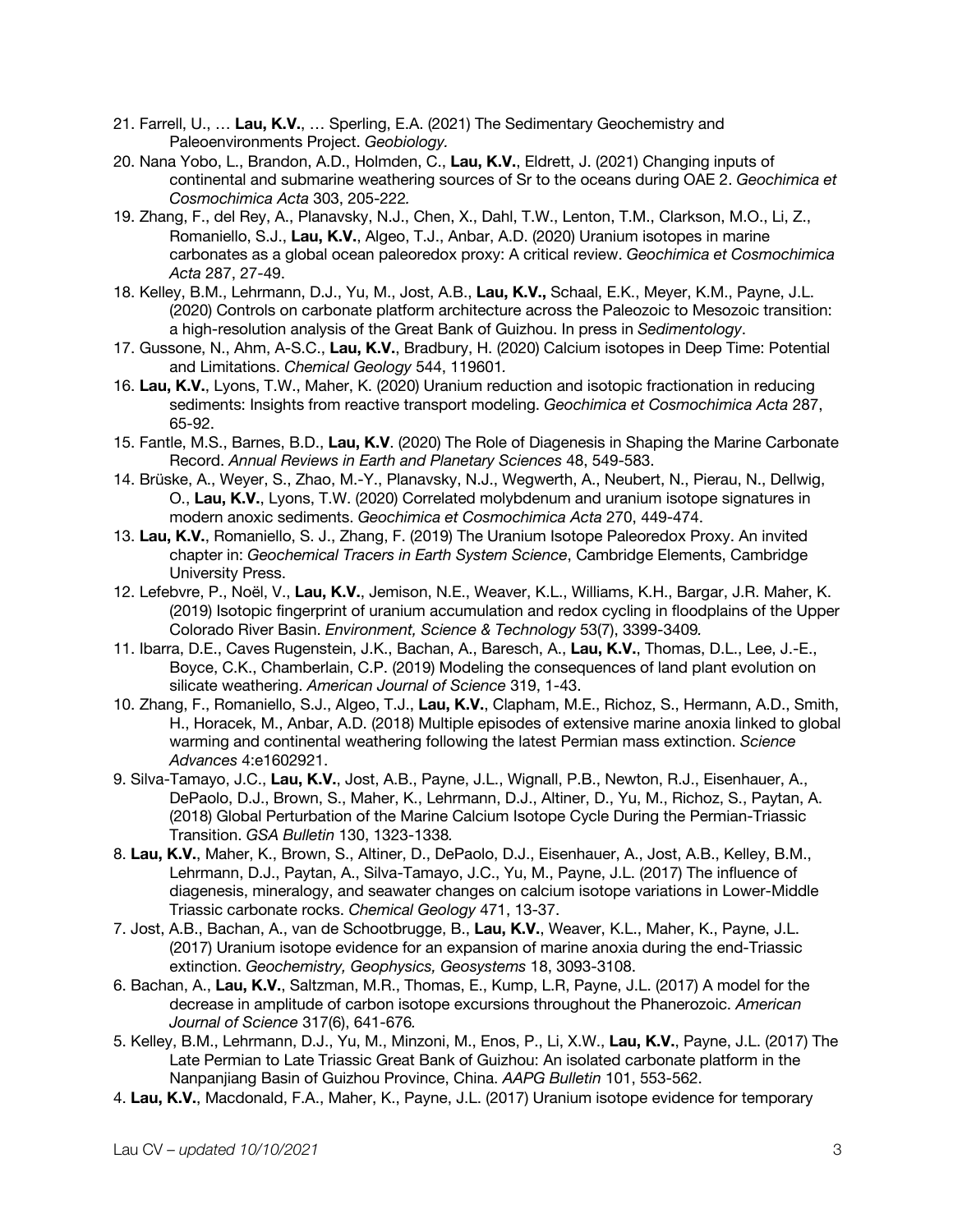21. Farrell, U., … **Lau, K.V.**, … Sperling, E.A. (2021) The Sedimentary Geochemistry and Paleoenvironments Project. *Geobiology.*
20. Nana Yobo, L., Brandon, A.D., Holmden, C., **Lau, K.V.**, Eldrett, J. (2021) Changing inputs of continental and submarine weathering sources of Sr to the oceans during OAE 2. *Geochimica et Cosmochimica Acta* 303, 205-222.
19. Zhang, F., del Rey, A., Planavsky, N.J., Chen, X., Dahl, T.W., Lenton, T.M., Clarkson, M.O., Li, Z., Romaniello, S.J., **Lau, K.V.**, Algeo, T.J., Anbar, A.D. (2020) Uranium isotopes in marine carbonates as a global ocean paleoredox proxy: A critical review. *Geochimica et Cosmochimica Acta* 287, 27-49.
18. Kelley, B.M., Lehrmann, D.J., Yu, M., Jost, A.B., **Lau, K.V.,** Schaal, E.K., Meyer, K.M., Payne, J.L. (2020) Controls on carbonate platform architecture across the Paleozoic to Mesozoic transition: a high-resolution analysis of the Great Bank of Guizhou. In press in *Sedimentology*.
17. Gussone, N., Ahm, A-S.C., **Lau, K.V.**, Bradbury, H. (2020) Calcium isotopes in Deep Time: Potential and Limitations. *Chemical Geology* 544, 119601.
16. **Lau, K.V.**, Lyons, T.W., Maher, K. (2020) Uranium reduction and isotopic fractionation in reducing sediments: Insights from reactive transport modeling. *Geochimica et Cosmochimica Acta* 287, 65-92.
15. Fantle, M.S., Barnes, B.D., **Lau, K.V**. (2020) The Role of Diagenesis in Shaping the Marine Carbonate Record. *Annual Reviews in Earth and Planetary Sciences* 48, 549-583.
14. Brüske, A., Weyer, S., Zhao, M.-Y., Planavsky, N.J., Wegwerth, A., Neubert, N., Pierau, N., Dellwig, O., **Lau, K.V.**, Lyons, T.W. (2020) Correlated molybdenum and uranium isotope signatures in modern anoxic sediments. *Geochimica et Cosmochimica Acta* 270, 449-474.
13. **Lau, K.V.**, Romaniello, S. J., Zhang, F. (2019) The Uranium Isotope Paleoredox Proxy. An invited chapter in: *Geochemical Tracers in Earth System Science*, Cambridge Elements, Cambridge University Press.
12. Lefebvre, P., Noël, V., **Lau, K.V.**, Jemison, N.E., Weaver, K.L., Williams, K.H., Bargar, J.R. Maher, K. (2019) Isotopic fingerprint of uranium accumulation and redox cycling in floodplains of the Upper Colorado River Basin. *Environment, Science & Technology* 53(7), 3399-3409.
11. Ibarra, D.E., Caves Rugenstein, J.K., Bachan, A., Baresch, A., **Lau, K.V.**, Thomas, D.L., Lee, J.-E., Boyce, C.K., Chamberlain, C.P. (2019) Modeling the consequences of land plant evolution on silicate weathering. *American Journal of Science* 319, 1-43.
10. Zhang, F., Romaniello, S.J., Algeo, T.J., **Lau, K.V.**, Clapham, M.E., Richoz, S., Hermann, A.D., Smith, H., Horacek, M., Anbar, A.D. (2018) Multiple episodes of extensive marine anoxia linked to global warming and continental weathering following the latest Permian mass extinction. *Science Advances* 4:e1602921.
9. Silva-Tamayo, J.C., **Lau, K.V.**, Jost, A.B., Payne, J.L., Wignall, P.B., Newton, R.J., Eisenhauer, A., DePaolo, D.J., Brown, S., Maher, K., Lehrmann, D.J., Altiner, D., Yu, M., Richoz, S., Paytan, A. (2018) Global Perturbation of the Marine Calcium Isotope Cycle During the Permian-Triassic Transition. *GSA Bulletin* 130, 1323-1338.
8. **Lau, K.V.**, Maher, K., Brown, S., Altiner, D., DePaolo, D.J., Eisenhauer, A., Jost, A.B., Kelley, B.M., Lehrmann, D.J., Paytan, A., Silva-Tamayo, J.C., Yu, M., Payne, J.L. (2017) The influence of diagenesis, mineralogy, and seawater changes on calcium isotope variations in Lower-Middle Triassic carbonate rocks. *Chemical Geology* 471, 13-37.
7. Jost, A.B., Bachan, A., van de Schootbrugge, B., **Lau, K.V.**, Weaver, K.L., Maher, K., Payne, J.L. (2017) Uranium isotope evidence for an expansion of marine anoxia during the end-Triassic extinction. *Geochemistry, Geophysics, Geosystems* 18, 3093-3108.
6. Bachan, A., **Lau, K.V.**, Saltzman, M.R., Thomas, E., Kump, L.R, Payne, J.L. (2017) A model for the decrease in amplitude of carbon isotope excursions throughout the Phanerozoic. *American Journal of Science* 317(6), 641-676.
5. Kelley, B.M., Lehrmann, D.J., Yu, M., Minzoni, M., Enos, P., Li, X.W., **Lau, K.V.**, Payne, J.L. (2017) The Late Permian to Late Triassic Great Bank of Guizhou: An isolated carbonate platform in the Nanpanjiang Basin of Guizhou Province, China. *AAPG Bulletin* 101, 553-562.
4. **Lau, K.V.**, Macdonald, F.A., Maher, K., Payne, J.L. (2017) Uranium isotope evidence for temporary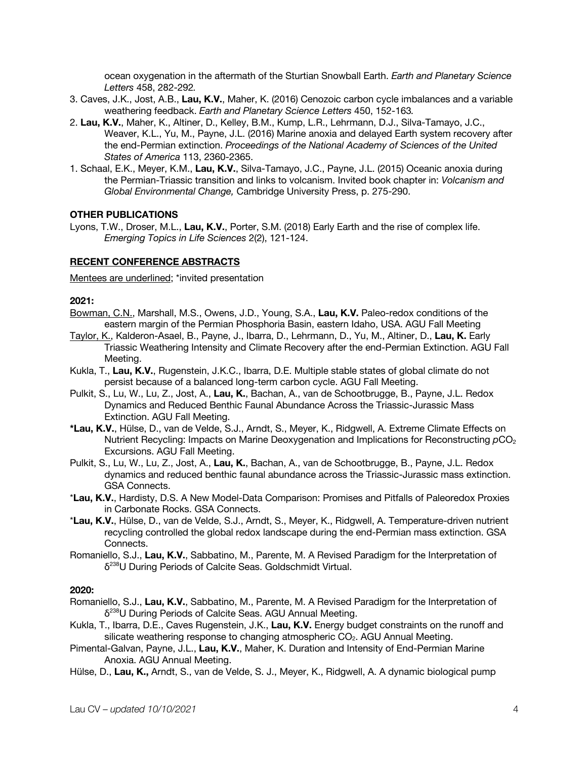ocean oxygenation in the aftermath of the Sturtian Snowball Earth. *Earth and Planetary Science Letters* 458, 282-292.

3. Caves, J.K., Jost, A.B., **Lau, K.V.**, Maher, K. (2016) Cenozoic carbon cycle imbalances and a variable weathering feedback. *Earth and Planetary Science Letters* 450, 152-163.
2. **Lau, K.V.**, Maher, K., Altiner, D., Kelley, B.M., Kump, L.R., Lehrmann, D.J., Silva-Tamayo, J.C., Weaver, K.L., Yu, M., Payne, J.L. (2016) Marine anoxia and delayed Earth system recovery after the end-Permian extinction. *Proceedings of the National Academy of Sciences of the United States of America* 113, 2360-2365.
1. Schaal, E.K., Meyer, K.M., **Lau, K.V.**, Silva-Tamayo, J.C., Payne, J.L. (2015) Oceanic anoxia during the Permian-Triassic transition and links to volcanism. Invited book chapter in: *Volcanism and Global Environmental Change,* Cambridge University Press, p. 275-290.

**OTHER PUBLICATIONS**

Lyons, T.W., Droser, M.L., **Lau, K.V.**, Porter, S.M. (2018) Early Earth and the rise of complex life. *Emerging Topics in Life Sciences* 2(2), 121-124.

**RECENT CONFERENCE ABSTRACTS**

Mentees are underlined; *invited presentation

**2021:**

Bowman, C.N., Marshall, M.S., Owens, J.D., Young, S.A., **Lau, K.V.** Paleo-redox conditions of the eastern margin of the Permian Phosphoria Basin, eastern Idaho, USA. AGU Fall Meeting

Taylor, K., Kalderon-Asael, B., Payne, J., Ibarra, D., Lehrmann, D., Yu, M., Altiner, D., **Lau, K.** Early Triassic Weathering Intensity and Climate Recovery after the end-Permian Extinction. AGU Fall Meeting.

Kukla, T., **Lau, K.V.**, Rugenstein, J.K.C., Ibarra, D.E. Multiple stable states of global climate do not persist because of a balanced long-term carbon cycle. AGU Fall Meeting.

Pulkit, S., Lu, W., Lu, Z., Jost, A., **Lau, K.**, Bachan, A., van de Schootbrugge, B., Payne, J.L. Redox Dynamics and Reduced Benthic Faunal Abundance Across the Triassic-Jurassic Mass Extinction. AGU Fall Meeting.

***Lau, K.V.**, Hülse, D., van de Velde, S.J., Arndt, S., Meyer, K., Ridgwell, A. Extreme Climate Effects on Nutrient Recycling: Impacts on Marine Deoxygenation and Implications for Reconstructing $pCO_2$ Excursions. AGU Fall Meeting.

Pulkit, S., Lu, W., Lu, Z., Jost, A., **Lau, K.**, Bachan, A., van de Schootbrugge, B., Payne, J.L. Redox dynamics and reduced benthic faunal abundance across the Triassic-Jurassic mass extinction. GSA Connects.

*__Lau, K.V.__, Hardisty, D.S. A New Model-Data Comparison: Promises and Pitfalls of Paleoredox Proxies in Carbonate Rocks. GSA Connects.

*__Lau, K.V.__, Hülse, D., van de Velde, S.J., Arndt, S., Meyer, K., Ridgwell, A. Temperature-driven nutrient recycling controlled the global redox landscape during the end-Permian mass extinction. GSA Connects.

Romaniello, S.J., **Lau, K.V.**, Sabbatino, M., Parente, M. A Revised Paradigm for the Interpretation of $\delta^{238}U$ During Periods of Calcite Seas. Goldschmidt Virtual.

**2020:**

Romaniello, S.J., **Lau, K.V.**, Sabbatino, M., Parente, M. A Revised Paradigm for the Interpretation of $\delta^{238}U$ During Periods of Calcite Seas. AGU Annual Meeting.

Kukla, T., Ibarra, D.E., Caves Rugenstein, J.K., **Lau, K.V.** Energy budget constraints on the runoff and silicate weathering response to changing atmospheric $CO_2$. AGU Annual Meeting.

Pimental-Galvan, Payne, J.L., **Lau, K.V.**, Maher, K. Duration and Intensity of End-Permian Marine Anoxia. AGU Annual Meeting.

Hülse, D., **Lau, K.,** Arndt, S., van de Velde, S. J., Meyer, K., Ridgwell, A. A dynamic biological pump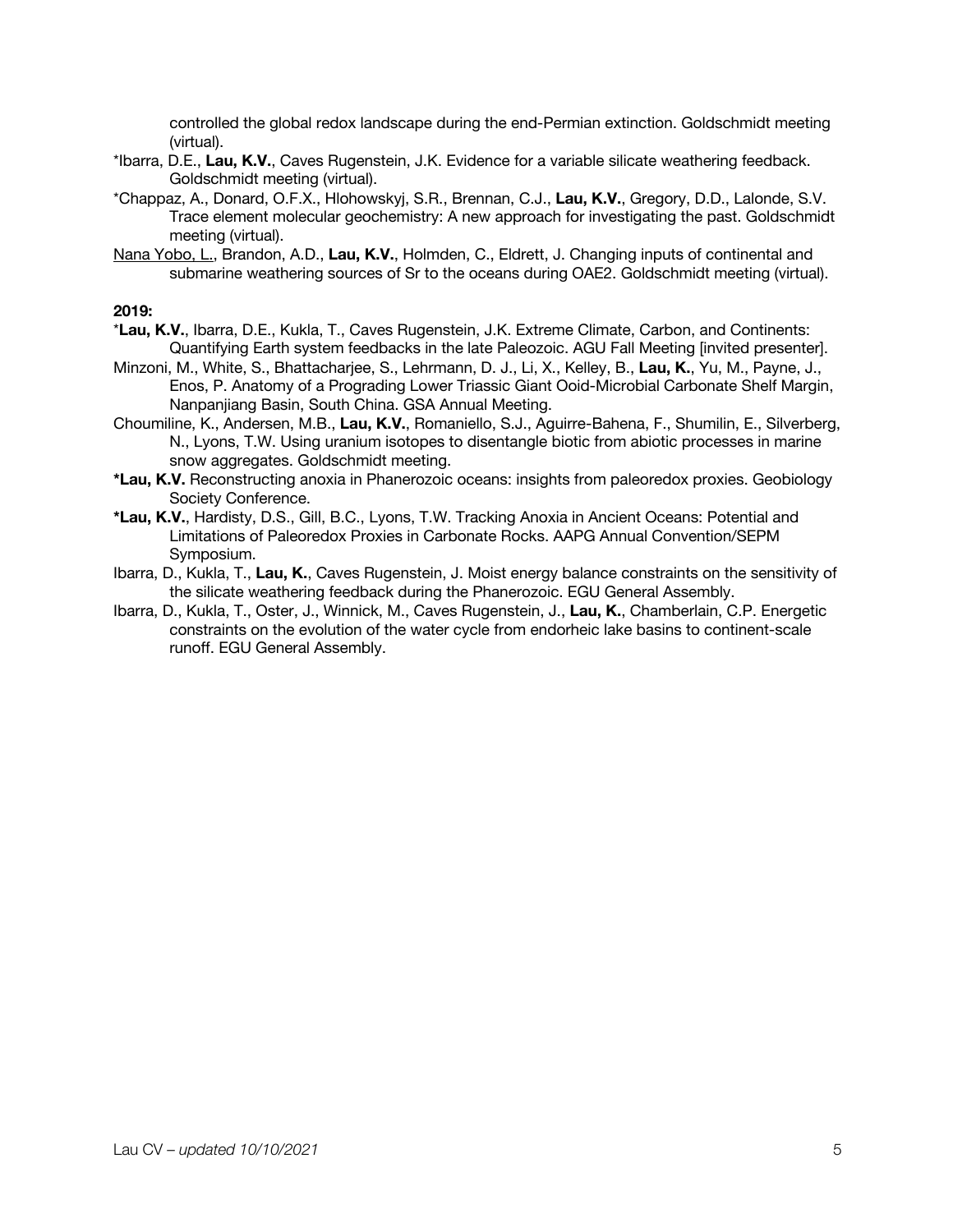controlled the global redox landscape during the end-Permian extinction. Goldschmidt meeting (virtual).

*Ibarra, D.E., **Lau, K.V.**, Caves Rugenstein, J.K. Evidence for a variable silicate weathering feedback. Goldschmidt meeting (virtual).

*Chappaz, A., Donard, O.F.X., Hlohowskyj, S.R., Brennan, C.J., **Lau, K.V.**, Gregory, D.D., Lalonde, S.V. Trace element molecular geochemistry: A new approach for investigating the past. Goldschmidt meeting (virtual).

<u>Nana Yobo, L.</u>, Brandon, A.D., **Lau, K.V.**, Holmden, C., Eldrett, J. Changing inputs of continental and submarine weathering sources of Sr to the oceans during OAE2. Goldschmidt meeting (virtual).

**2019:**

*Lau, K.V.**, Ibarra, D.E., Kukla, T., Caves Rugenstein, J.K. Extreme Climate, Carbon, and Continents: Quantifying Earth system feedbacks in the late Paleozoic. AGU Fall Meeting [invited presenter].

Minzoni, M., White, S., Bhattacharjee, S., Lehrmann, D. J., Li, X., Kelley, B., **Lau, K.**, Yu, M., Payne, J., Enos, P. Anatomy of a Prograding Lower Triassic Giant Ooid-Microbial Carbonate Shelf Margin, Nanpanjiang Basin, South China. GSA Annual Meeting.

Choumiline, K., Andersen, M.B., **Lau, K.V.**, Romaniello, S.J., Aguirre-Bahena, F., Shumilin, E., Silverberg, N., Lyons, T.W. Using uranium isotopes to disentangle biotic from abiotic processes in marine snow aggregates. Goldschmidt meeting.

***Lau, K.V.** Reconstructing anoxia in Phanerozoic oceans: insights from paleoredox proxies. Geobiology Society Conference.

***Lau, K.V.**, Hardisty, D.S., Gill, B.C., Lyons, T.W. Tracking Anoxia in Ancient Oceans: Potential and Limitations of Paleoredox Proxies in Carbonate Rocks. AAPG Annual Convention/SEPM Symposium.

Ibarra, D., Kukla, T., **Lau, K.**, Caves Rugenstein, J. Moist energy balance constraints on the sensitivity of the silicate weathering feedback during the Phanerozoic. EGU General Assembly.

Ibarra, D., Kukla, T., Oster, J., Winnick, M., Caves Rugenstein, J., **Lau, K.**, Chamberlain, C.P. Energetic constraints on the evolution of the water cycle from endorheic lake basins to continent-scale runoff. EGU General Assembly.